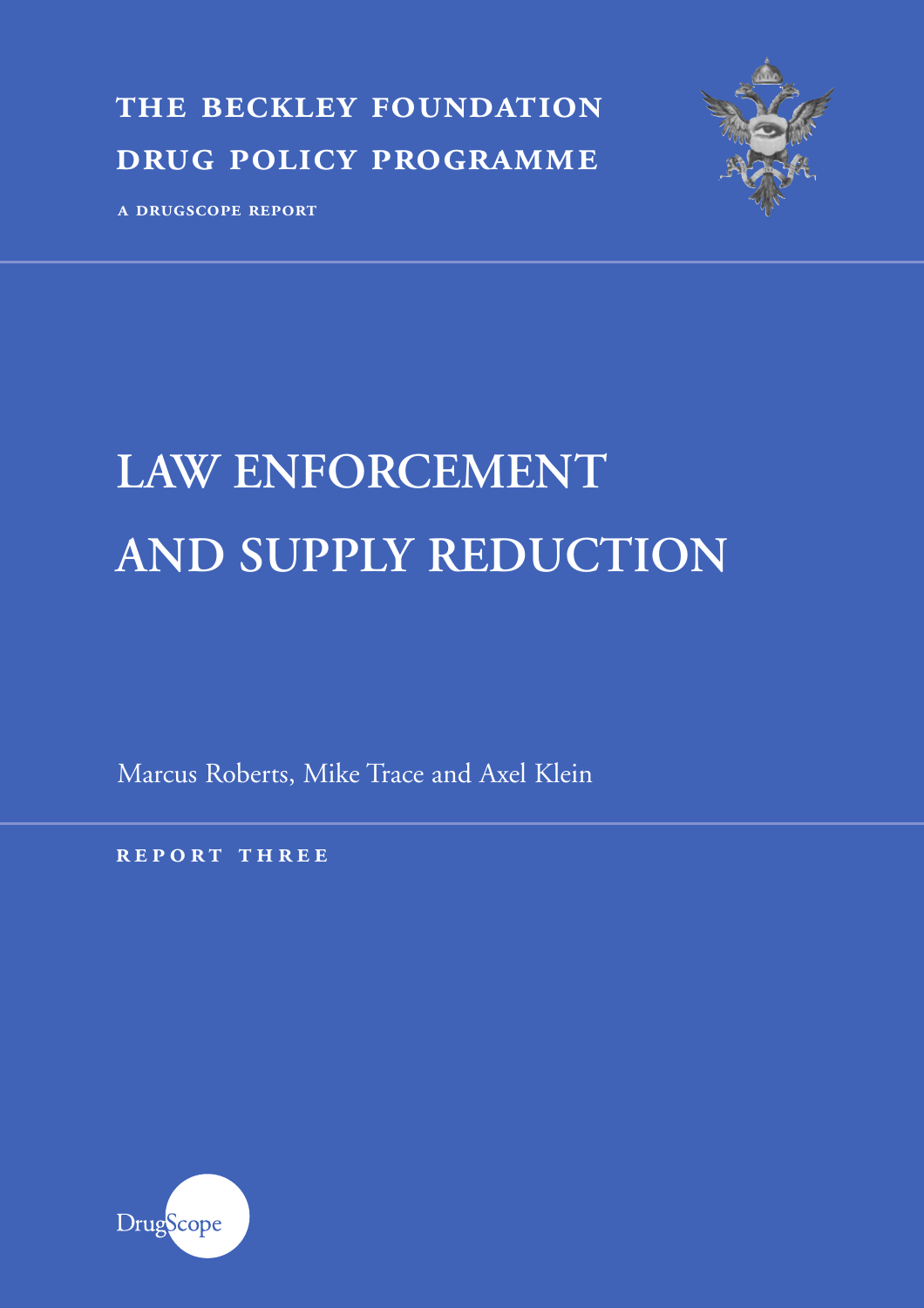**THE BECKLEY FOUNDATION**

**DRUG POLICY PROGRAMME**

**A DRUGSCOPE REPORT**

# LAW ENFORCEMENT AND SUPPLY REDUCTION

Marcus Roberts, Mike Trace and Axel Klein

**REPORT THREE**

DrugScope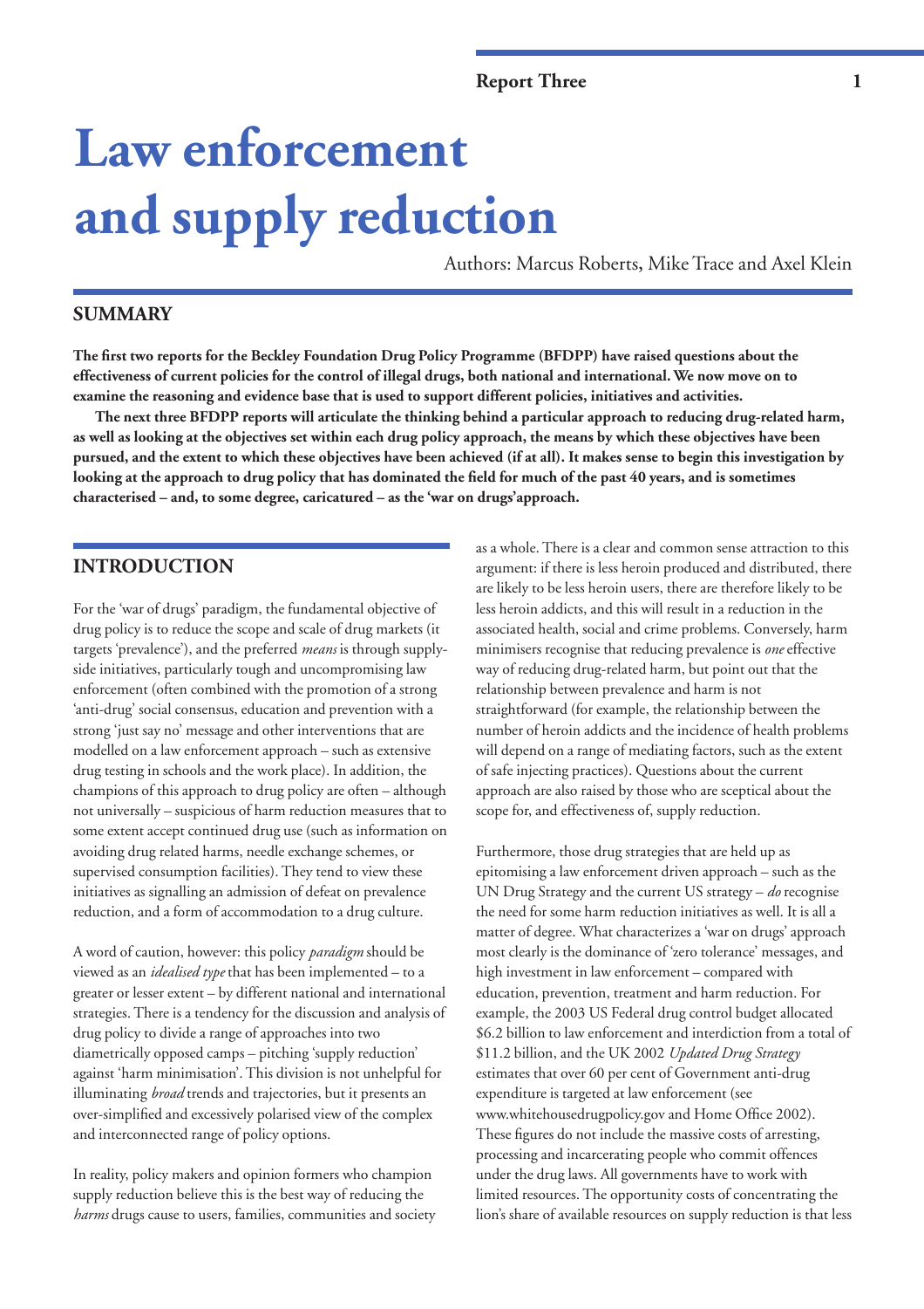# Law enforcement and supply reduction

Authors: Marcus Roberts, Mike Trace and Axel Klein

## SUMMARY

**The first two reports for the Beckley Foundation Drug Policy Programme (BFDPP) have raised questions about the effectiveness of current policies for the control of illegal drugs, both national and international. We now move on to examine the reasoning and evidence base that is used to support different policies, initiatives and activities.**

**The next three BFDPP reports will articulate the thinking behind a particular approach to reducing drug-related harm, as well as looking at the objectives set within each drug policy approach, the means by which these objectives have been pursued, and the extent to which these objectives have been achieved (if at all). It makes sense to begin this investigation by looking at the approach to drug policy that has dominated the field for much of the past 40 years, and is sometimes characterised – and, to some degree, caricatured – as the 'war on drugs'approach.**

## INTRODUCTION

For the 'war of drugs' paradigm, the fundamental objective of drug policy is to reduce the scope and scale of drug markets (it targets 'prevalence'), and the preferred *means* is through supply-side initiatives, particularly tough and uncompromising law enforcement (often combined with the promotion of a strong 'anti-drug' social consensus, education and prevention with a strong 'just say no' message and other interventions that are modelled on a law enforcement approach – such as extensive drug testing in schools and the work place). In addition, the champions of this approach to drug policy are often – although not universally – suspicious of harm reduction measures that to some extent accept continued drug use (such as information on avoiding drug related harms, needle exchange schemes, or supervised consumption facilities). They tend to view these initiatives as signalling an admission of defeat on prevalence reduction, and a form of accommodation to a drug culture.

A word of caution, however: this policy *paradigm* should be viewed as an *idealised type* that has been implemented – to a greater or lesser extent – by different national and international strategies. There is a tendency for the discussion and analysis of drug policy to divide a range of approaches into two diametrically opposed camps – pitching 'supply reduction' against 'harm minimisation'. This division is not unhelpful for illuminating *broad* trends and trajectories, but it presents an over-simplified and excessively polarised view of the complex and interconnected range of policy options.

In reality, policy makers and opinion formers who champion supply reduction believe this is the best way of reducing the *harms* drugs cause to users, families, communities and society as a whole. There is a clear and common sense attraction to this argument: if there is less heroin produced and distributed, there are likely to be less heroin users, there are therefore likely to be less heroin addicts, and this will result in a reduction in the associated health, social and crime problems. Conversely, harm minimisers recognise that reducing prevalence is *one* effective way of reducing drug-related harm, but point out that the relationship between prevalence and harm is not straightforward (for example, the relationship between the number of heroin addicts and the incidence of health problems will depend on a range of mediating factors, such as the extent of safe injecting practices). Questions about the current approach are also raised by those who are sceptical about the scope for, and effectiveness of, supply reduction.

Furthermore, those drug strategies that are held up as epitomising a law enforcement driven approach – such as the UN Drug Strategy and the current US strategy – *do* recognise the need for some harm reduction initiatives as well. It is all a matter of degree. What characterizes a 'war on drugs' approach most clearly is the dominance of 'zero tolerance' messages, and high investment in law enforcement – compared with education, prevention, treatment and harm reduction. For example, the 2003 US Federal drug control budget allocated \$6.2 billion to law enforcement and interdiction from a total of \$11.2 billion, and the UK 2002 *Updated Drug Strategy* estimates that over 60 per cent of Government anti-drug expenditure is targeted at law enforcement (see www.whitehousedrugpolicy.gov and Home Office 2002). These figures do not include the massive costs of arresting, processing and incarcerating people who commit offences under the drug laws. All governments have to work with limited resources. The opportunity costs of concentrating the lion's share of available resources on supply reduction is that less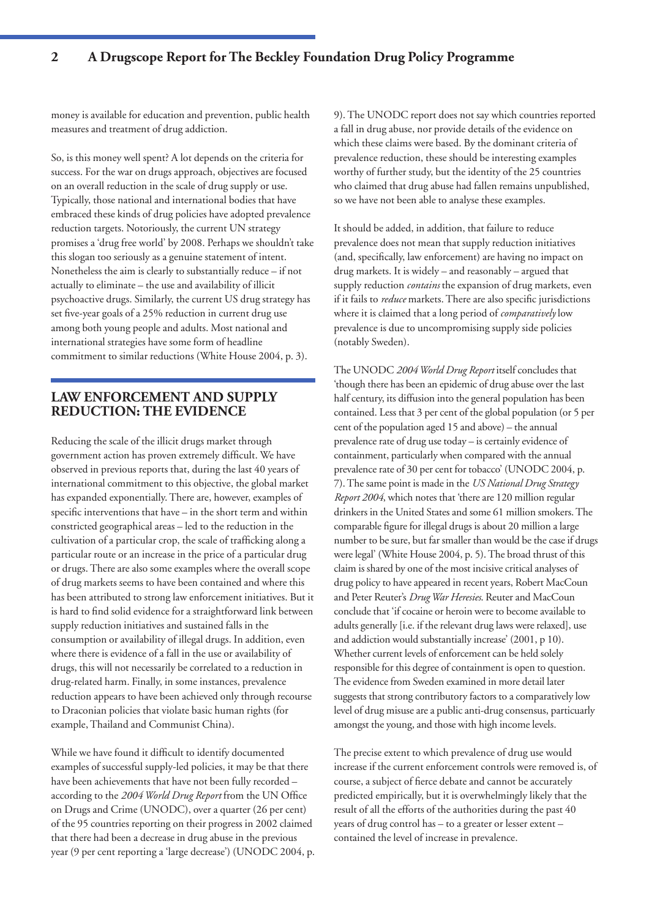money is available for education and prevention, public health measures and treatment of drug addiction.

So, is this money well spent? A lot depends on the criteria for success. For the war on drugs approach, objectives are focused on an overall reduction in the scale of drug supply or use. Typically, those national and international bodies that have embraced these kinds of drug policies have adopted prevalence reduction targets. Notoriously, the current UN strategy promises a 'drug free world' by 2008. Perhaps we shouldn't take this slogan too seriously as a genuine statement of intent. Nonetheless the aim is clearly to substantially reduce – if not actually to eliminate – the use and availability of illicit psychoactive drugs. Similarly, the current US drug strategy has set five-year goals of a 25% reduction in current drug use among both young people and adults. Most national and international strategies have some form of headline commitment to similar reductions (White House 2004, p. 3).

## LAW ENFORCEMENT AND SUPPLY REDUCTION: THE EVIDENCE

Reducing the scale of the illicit drugs market through government action has proven extremely difficult. We have observed in previous reports that, during the last 40 years of international commitment to this objective, the global market has expanded exponentially. There are, however, examples of specific interventions that have – in the short term and within constricted geographical areas – led to the reduction in the cultivation of a particular crop, the scale of trafficking along a particular route or an increase in the price of a particular drug or drugs. There are also some examples where the overall scope of drug markets seems to have been contained and where this has been attributed to strong law enforcement initiatives. But it is hard to find solid evidence for a straightforward link between supply reduction initiatives and sustained falls in the consumption or availability of illegal drugs. In addition, even where there is evidence of a fall in the use or availability of drugs, this will not necessarily be correlated to a reduction in drug-related harm. Finally, in some instances, prevalence reduction appears to have been achieved only through recourse to Draconian policies that violate basic human rights (for example, Thailand and Communist China).

While we have found it difficult to identify documented examples of successful supply-led policies, it may be that there have been achievements that have not been fully recorded – according to the *2004 World Drug Report* from the UN Office on Drugs and Crime (UNODC), over a quarter (26 per cent) of the 95 countries reporting on their progress in 2002 claimed that there had been a decrease in drug abuse in the previous year (9 per cent reporting a 'large decrease') (UNODC 2004, p. 9). The UNODC report does not say which countries reported a fall in drug abuse, nor provide details of the evidence on which these claims were based. By the dominant criteria of prevalence reduction, these should be interesting examples worthy of further study, but the identity of the 25 countries who claimed that drug abuse had fallen remains unpublished, so we have not been able to analyse these examples.

It should be added, in addition, that failure to reduce prevalence does not mean that supply reduction initiatives (and, specifically, law enforcement) are having no impact on drug markets. It is widely – and reasonably – argued that supply reduction *contains* the expansion of drug markets, even if it fails to *reduce* markets. There are also specific jurisdictions where it is claimed that a long period of *comparatively* low prevalence is due to uncompromising supply side policies (notably Sweden).

The UNODC *2004 World Drug Report* itself concludes that 'though there has been an epidemic of drug abuse over the last half century, its diffusion into the general population has been contained. Less that 3 per cent of the global population (or 5 per cent of the population aged 15 and above) – the annual prevalence rate of drug use today – is certainly evidence of containment, particularly when compared with the annual prevalence rate of 30 per cent for tobacco' (UNODC 2004, p. 7). The same point is made in the *US National Drug Strategy Report 2004*, which notes that 'there are 120 million regular drinkers in the United States and some 61 million smokers. The comparable figure for illegal drugs is about 20 million a large number to be sure, but far smaller than would be the case if drugs were legal' (White House 2004, p. 5). The broad thrust of this claim is shared by one of the most incisive critical analyses of drug policy to have appeared in recent years, Robert MacCoun and Peter Reuter's *Drug War Heresies*. Reuter and MacCoun conclude that 'if cocaine or heroin were to become available to adults generally [i.e. if the relevant drug laws were relaxed], use and addiction would substantially increase' (2001, p 10). Whether current levels of enforcement can be held solely responsible for this degree of containment is open to question. The evidence from Sweden examined in more detail later suggests that strong contributory factors to a comparatively low level of drug misuse are a public anti-drug consensus, particuarly amongst the young, and those with high income levels.

The precise extent to which prevalence of drug use would increase if the current enforcement controls were removed is, of course, a subject of fierce debate and cannot be accurately predicted empirically, but it is overwhelmingly likely that the result of all the efforts of the authorities during the past 40 years of drug control has – to a greater or lesser extent – contained the level of increase in prevalence.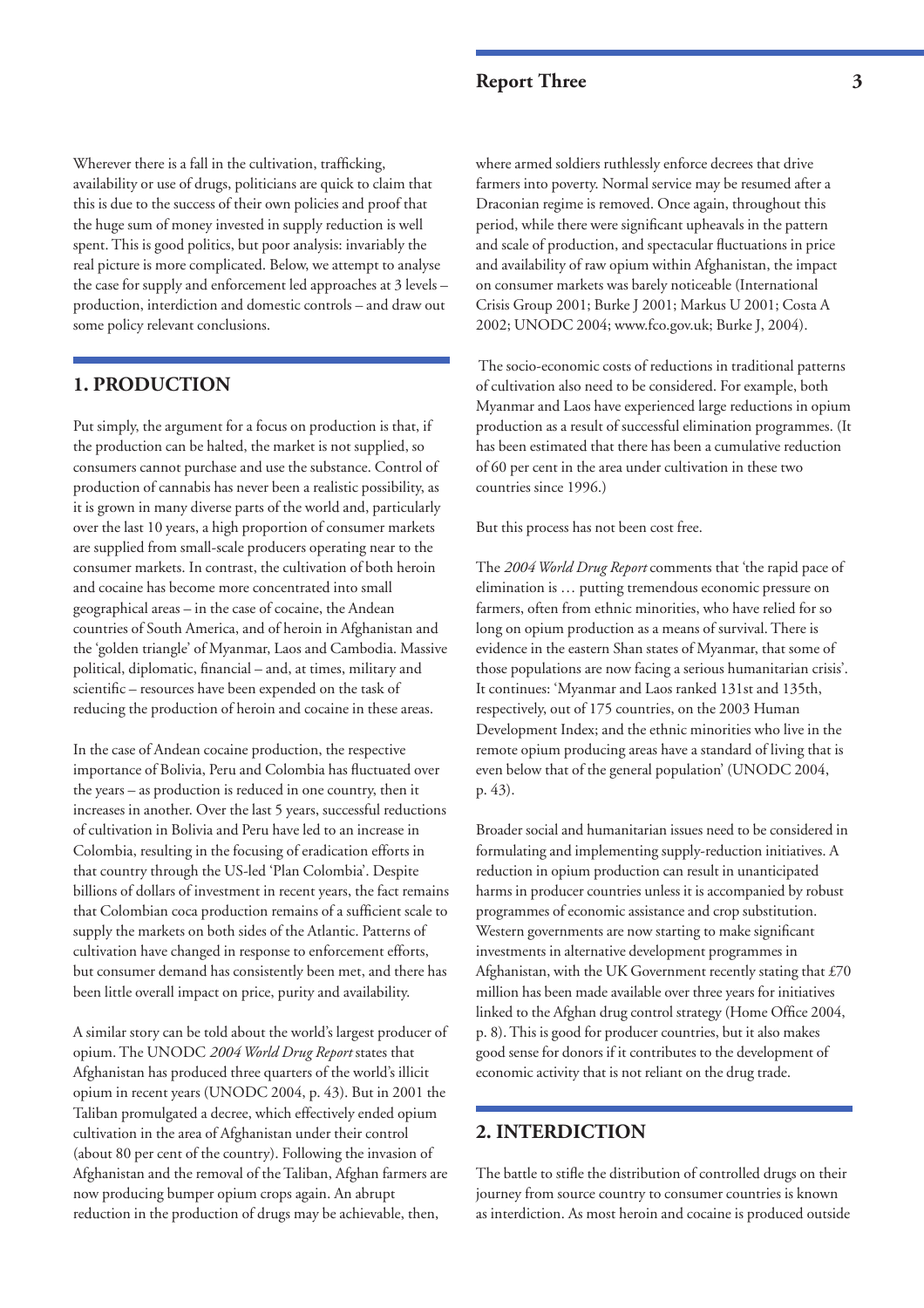Wherever there is a fall in the cultivation, trafficking, availability or use of drugs, politicians are quick to claim that this is due to the success of their own policies and proof that the huge sum of money invested in supply reduction is well spent. This is good politics, but poor analysis: invariably the real picture is more complicated. Below, we attempt to analyse the case for supply and enforcement led approaches at 3 levels – production, interdiction and domestic controls – and draw out some policy relevant conclusions.

## 1. PRODUCTION

Put simply, the argument for a focus on production is that, if the production can be halted, the market is not supplied, so consumers cannot purchase and use the substance. Control of production of cannabis has never been a realistic possibility, as it is grown in many diverse parts of the world and, particularly over the last 10 years, a high proportion of consumer markets are supplied from small-scale producers operating near to the consumer markets. In contrast, the cultivation of both heroin and cocaine has become more concentrated into small geographical areas – in the case of cocaine, the Andean countries of South America, and of heroin in Afghanistan and the 'golden triangle' of Myanmar, Laos and Cambodia. Massive political, diplomatic, financial – and, at times, military and scientific – resources have been expended on the task of reducing the production of heroin and cocaine in these areas.

In the case of Andean cocaine production, the respective importance of Bolivia, Peru and Colombia has fluctuated over the years – as production is reduced in one country, then it increases in another. Over the last 5 years, successful reductions of cultivation in Bolivia and Peru have led to an increase in Colombia, resulting in the focusing of eradication efforts in that country through the US-led 'Plan Colombia'. Despite billions of dollars of investment in recent years, the fact remains that Colombian coca production remains of a sufficient scale to supply the markets on both sides of the Atlantic. Patterns of cultivation have changed in response to enforcement efforts, but consumer demand has consistently been met, and there has been little overall impact on price, purity and availability.

A similar story can be told about the world's largest producer of opium. The UNODC *2004 World Drug Report* states that Afghanistan has produced three quarters of the world's illicit opium in recent years (UNODC 2004, p. 43). But in 2001 the Taliban promulgated a decree, which effectively ended opium cultivation in the area of Afghanistan under their control (about 80 per cent of the country). Following the invasion of Afghanistan and the removal of the Taliban, Afghan farmers are now producing bumper opium crops again. An abrupt reduction in the production of drugs may be achievable, then, where armed soldiers ruthlessly enforce decrees that drive farmers into poverty. Normal service may be resumed after a Draconian regime is removed. Once again, throughout this period, while there were significant upheavals in the pattern and scale of production, and spectacular fluctuations in price and availability of raw opium within Afghanistan, the impact on consumer markets was barely noticeable (International Crisis Group 2001; Burke J 2001; Markus U 2001; Costa A 2002; UNODC 2004; www.fco.gov.uk; Burke J, 2004).

The socio-economic costs of reductions in traditional patterns of cultivation also need to be considered. For example, both Myanmar and Laos have experienced large reductions in opium production as a result of successful elimination programmes. (It has been estimated that there has been a cumulative reduction of 60 per cent in the area under cultivation in these two countries since 1996.)

But this process has not been cost free.

The *2004 World Drug Report* comments that 'the rapid pace of elimination is … putting tremendous economic pressure on farmers, often from ethnic minorities, who have relied for so long on opium production as a means of survival. There is evidence in the eastern Shan states of Myanmar, that some of those populations are now facing a serious humanitarian crisis'. It continues: 'Myanmar and Laos ranked 131st and 135th, respectively, out of 175 countries, on the 2003 Human Development Index; and the ethnic minorities who live in the remote opium producing areas have a standard of living that is even below that of the general population' (UNODC 2004, p. 43).

Broader social and humanitarian issues need to be considered in formulating and implementing supply-reduction initiatives. A reduction in opium production can result in unanticipated harms in producer countries unless it is accompanied by robust programmes of economic assistance and crop substitution. Western governments are now starting to make significant investments in alternative development programmes in Afghanistan, with the UK Government recently stating that £70 million has been made available over three years for initiatives linked to the Afghan drug control strategy (Home Office 2004, p. 8). This is good for producer countries, but it also makes good sense for donors if it contributes to the development of economic activity that is not reliant on the drug trade.

## 2. INTERDICTION

The battle to stifle the distribution of controlled drugs on their journey from source country to consumer countries is known as interdiction. As most heroin and cocaine is produced outside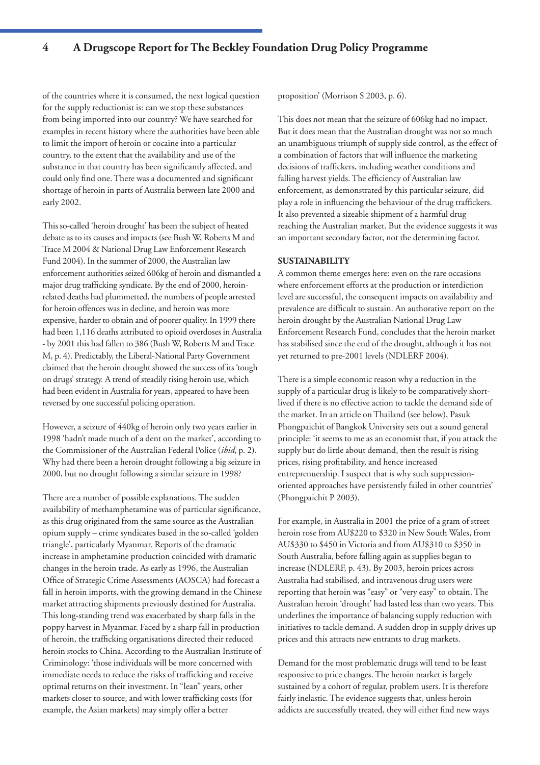of the countries where it is consumed, the next logical question for the supply reductionist is: can we stop these substances from being imported into our country? We have searched for examples in recent history where the authorities have been able to limit the import of heroin or cocaine into a particular country, to the extent that the availability and use of the substance in that country has been significantly affected, and could only find one. There was a documented and significant shortage of heroin in parts of Australia between late 2000 and early 2002.

This so-called 'heroin drought' has been the subject of heated debate as to its causes and impacts (see Bush W, Roberts M and Trace M 2004 & National Drug Law Enforcement Research Fund 2004). In the summer of 2000, the Australian law enforcement authorities seized 606kg of heroin and dismantled a major drug trafficking syndicate. By the end of 2000, heroin-related deaths had plummetted, the numbers of people arrested for heroin offences was in decline, and heroin was more expensive, harder to obtain and of poorer quality. In 1999 there had been 1,116 deaths attributed to opioid overdoses in Australia - by 2001 this had fallen to 386 (Bush W, Roberts M and Trace M, p. 4). Predictably, the Liberal-National Party Government claimed that the heroin drought showed the success of its 'tough on drugs' strategy. A trend of steadily rising heroin use, which had been evident in Australia for years, appeared to have been reversed by one successful policing operation.

However, a seizure of 440kg of heroin only two years earlier in 1998 'hadn't made much of a dent on the market', according to the Commissioner of the Australian Federal Police (*ibid*, p. 2). Why had there been a heroin drought following a big seizure in 2000, but no drought following a similar seizure in 1998?

There are a number of possible explanations. The sudden availability of methamphetamine was of particular significance, as this drug originated from the same source as the Australian opium supply – crime syndicates based in the so-called 'golden triangle', particularly Myanmar. Reports of the dramatic increase in amphetamine production coincided with dramatic changes in the heroin trade. As early as 1996, the Australian Office of Strategic Crime Assessments (AOSCA) had forecast a fall in heroin imports, with the growing demand in the Chinese market attracting shipments previously destined for Australia. This long-standing trend was exacerbated by sharp falls in the poppy harvest in Myanmar. Faced by a sharp fall in production of heroin, the trafficking organisations directed their reduced heroin stocks to China. According to the Australian Institute of Criminology: 'those individuals will be more concerned with immediate needs to reduce the risks of trafficking and receive optimal returns on their investment. In "lean" years, other markets closer to source, and with lower trafficking costs (for example, the Asian markets) may simply offer a better proposition' (Morrison S 2003, p. 6).

This does not mean that the seizure of 606kg had no impact. But it does mean that the Australian drought was not so much an unambiguous triumph of supply side control, as the effect of a combination of factors that will influence the marketing decisions of traffickers, including weather conditions and falling harvest yields. The efficiency of Australian law enforcement, as demonstrated by this particular seizure, did play a role in influencing the behaviour of the drug traffickers. It also prevented a sizeable shipment of a harmful drug reaching the Australian market. But the evidence suggests it was an important secondary factor, not the determining factor.

**SUSTAINABILITY**

A common theme emerges here: even on the rare occasions where enforcement efforts at the production or interdiction level are successful, the consequent impacts on availability and prevalence are difficult to sustain. An authorative report on the heroin drought by the Australian National Drug Law Enforcement Research Fund, concludes that the heroin market has stabilised since the end of the drought, although it has not yet returned to pre-2001 levels (NDLERF 2004).

There is a simple economic reason why a reduction in the supply of a particular drug is likely to be comparatively short-lived if there is no effective action to tackle the demand side of the market. In an article on Thailand (see below), Pasuk Phongpaichit of Bangkok University sets out a sound general principle: 'it seems to me as an economist that, if you attack the supply but do little about demand, then the result is rising prices, rising profitability, and hence increased entreprenuership. I suspect that is why such suppression-oriented approaches have persistently failed in other countries' (Phongpaichit P 2003).

For example, in Australia in 2001 the price of a gram of street heroin rose from AU$220 to $320 in New South Wales, from AU$330 to $450 in Victoria and from AU$310 to $350 in South Australia, before falling again as supplies began to increase (NDLERF, p. 43). By 2003, heroin prices across Australia had stabilised, and intravenous drug users were reporting that heroin was "easy" or "very easy" to obtain. The Australian heroin 'drought' had lasted less than two years. This underlines the importance of balancing supply reduction with initiatives to tackle demand. A sudden drop in supply drives up prices and this attracts new entrants to drug markets.

Demand for the most problematic drugs will tend to be least responsive to price changes. The heroin market is largely sustained by a cohort of regular, problem users. It is therefore fairly inelastic. The evidence suggests that, unless heroin addicts are successfully treated, they will either find new ways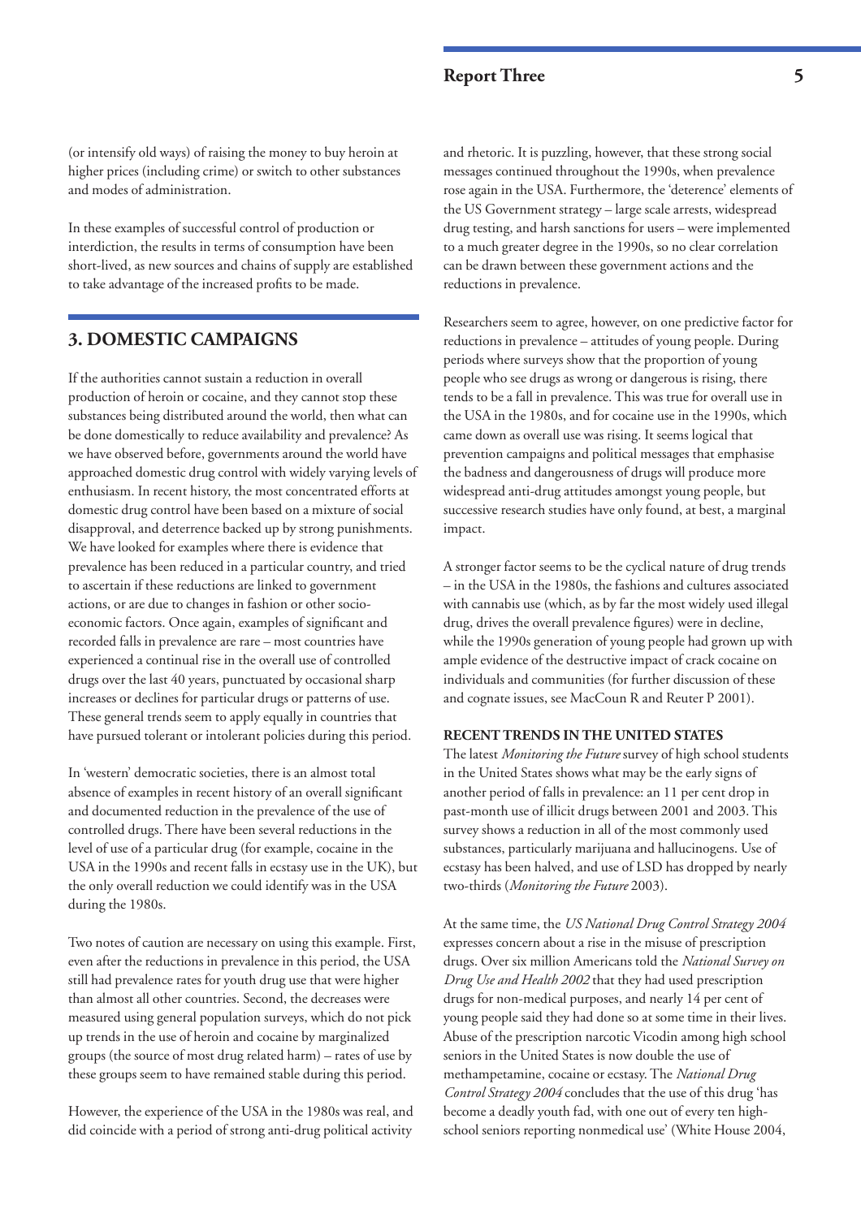(or intensify old ways) of raising the money to buy heroin at higher prices (including crime) or switch to other substances and modes of administration.

In these examples of successful control of production or interdiction, the results in terms of consumption have been short-lived, as new sources and chains of supply are established to take advantage of the increased profits to be made.

## 3. DOMESTIC CAMPAIGNS

If the authorities cannot sustain a reduction in overall production of heroin or cocaine, and they cannot stop these substances being distributed around the world, then what can be done domestically to reduce availability and prevalence? As we have observed before, governments around the world have approached domestic drug control with widely varying levels of enthusiasm. In recent history, the most concentrated efforts at domestic drug control have been based on a mixture of social disapproval, and deterrence backed up by strong punishments. We have looked for examples where there is evidence that prevalence has been reduced in a particular country, and tried to ascertain if these reductions are linked to government actions, or are due to changes in fashion or other socio-economic factors. Once again, examples of significant and recorded falls in prevalence are rare – most countries have experienced a continual rise in the overall use of controlled drugs over the last 40 years, punctuated by occasional sharp increases or declines for particular drugs or patterns of use. These general trends seem to apply equally in countries that have pursued tolerant or intolerant policies during this period.

In 'western' democratic societies, there is an almost total absence of examples in recent history of an overall significant and documented reduction in the prevalence of the use of controlled drugs. There have been several reductions in the level of use of a particular drug (for example, cocaine in the USA in the 1990s and recent falls in ecstasy use in the UK), but the only overall reduction we could identify was in the USA during the 1980s.

Two notes of caution are necessary on using this example. First, even after the reductions in prevalence in this period, the USA still had prevalence rates for youth drug use that were higher than almost all other countries. Second, the decreases were measured using general population surveys, which do not pick up trends in the use of heroin and cocaine by marginalized groups (the source of most drug related harm) – rates of use by these groups seem to have remained stable during this period.

However, the experience of the USA in the 1980s was real, and did coincide with a period of strong anti-drug political activity and rhetoric. It is puzzling, however, that these strong social messages continued throughout the 1990s, when prevalence rose again in the USA. Furthermore, the 'deterence' elements of the US Government strategy – large scale arrests, widespread drug testing, and harsh sanctions for users – were implemented to a much greater degree in the 1990s, so no clear correlation can be drawn between these government actions and the reductions in prevalence.

Researchers seem to agree, however, on one predictive factor for reductions in prevalence – attitudes of young people. During periods where surveys show that the proportion of young people who see drugs as wrong or dangerous is rising, there tends to be a fall in prevalence. This was true for overall use in the USA in the 1980s, and for cocaine use in the 1990s, which came down as overall use was rising. It seems logical that prevention campaigns and political messages that emphasise the badness and dangerousness of drugs will produce more widespread anti-drug attitudes amongst young people, but successive research studies have only found, at best, a marginal impact.

A stronger factor seems to be the cyclical nature of drug trends – in the USA in the 1980s, the fashions and cultures associated with cannabis use (which, as by far the most widely used illegal drug, drives the overall prevalence figures) were in decline, while the 1990s generation of young people had grown up with ample evidence of the destructive impact of crack cocaine on individuals and communities (for further discussion of these and cognate issues, see MacCoun R and Reuter P 2001).

### RECENT TRENDS IN THE UNITED STATES

The latest *Monitoring the Future* survey of high school students in the United States shows what may be the early signs of another period of falls in prevalence: an 11 per cent drop in past-month use of illicit drugs between 2001 and 2003. This survey shows a reduction in all of the most commonly used substances, particularly marijuana and hallucinogens. Use of ecstasy has been halved, and use of LSD has dropped by nearly two-thirds (*Monitoring the Future* 2003).

At the same time, the *US National Drug Control Strategy 2004* expresses concern about a rise in the misuse of prescription drugs. Over six million Americans told the *National Survey on Drug Use and Health 2002* that they had used prescription drugs for non-medical purposes, and nearly 14 per cent of young people said they had done so at some time in their lives. Abuse of the prescription narcotic Vicodin among high school seniors in the United States is now double the use of methamphetamine, cocaine or ecstasy. The *National Drug Control Strategy 2004* concludes that the use of this drug 'has become a deadly youth fad, with one out of every ten high-school seniors reporting nonmedical use' (White House 2004,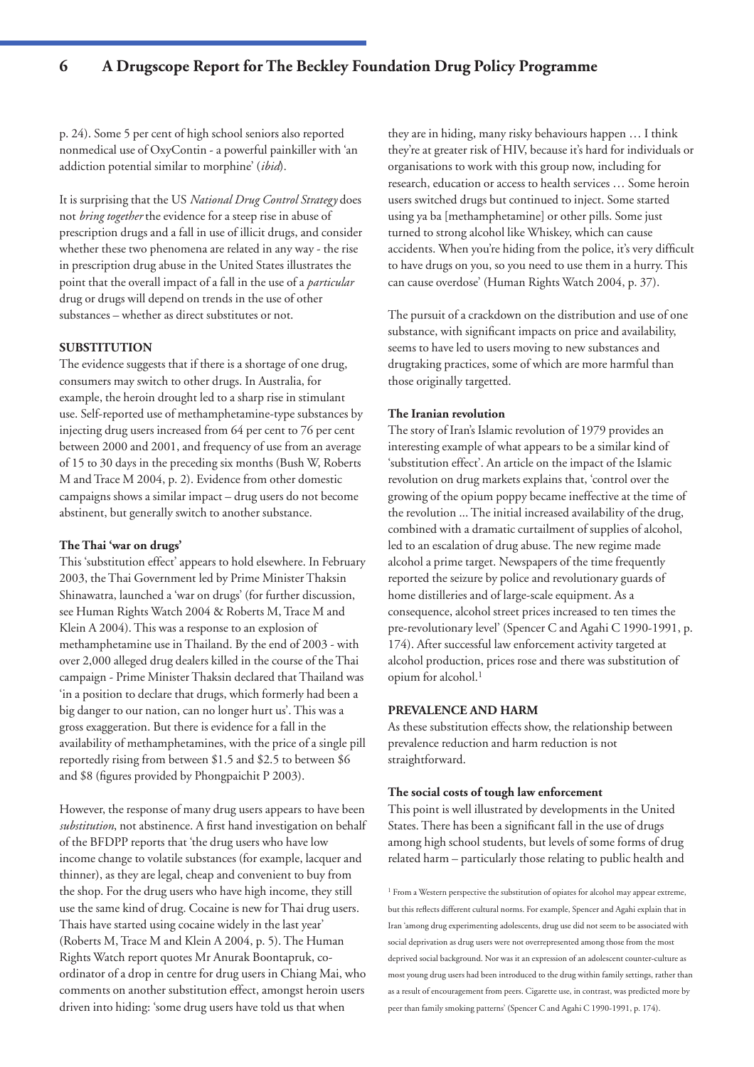p. 24). Some 5 per cent of high school seniors also reported nonmedical use of OxyContin - a powerful painkiller with 'an addiction potential similar to morphine' (*ibid*).

It is surprising that the US *National Drug Control Strategy* does not *bring together* the evidence for a steep rise in abuse of prescription drugs and a fall in use of illicit drugs, and consider whether these two phenomena are related in any way - the rise in prescription drug abuse in the United States illustrates the point that the overall impact of a fall in the use of a *particular* drug or drugs will depend on trends in the use of other substances – whether as direct substitutes or not.

## SUBSTITUTION

The evidence suggests that if there is a shortage of one drug, consumers may switch to other drugs. In Australia, for example, the heroin drought led to a sharp rise in stimulant use. Self-reported use of methamphetamine-type substances by injecting drug users increased from 64 per cent to 76 per cent between 2000 and 2001, and frequency of use from an average of 15 to 30 days in the preceding six months (Bush W, Roberts M and Trace M 2004, p. 2). Evidence from other domestic campaigns shows a similar impact – drug users do not become abstinent, but generally switch to another substance.

### The Thai 'war on drugs'

This 'substitution effect' appears to hold elsewhere. In February 2003, the Thai Government led by Prime Minister Thaksin Shinawatra, launched a 'war on drugs' (for further discussion, see Human Rights Watch 2004 & Roberts M, Trace M and Klein A 2004). This was a response to an explosion of methamphetamine use in Thailand. By the end of 2003 - with over 2,000 alleged drug dealers killed in the course of the Thai campaign - Prime Minister Thaksin declared that Thailand was 'in a position to declare that drugs, which formerly had been a big danger to our nation, can no longer hurt us'. This was a gross exaggeration. But there is evidence for a fall in the availability of methamphetamines, with the price of a single pill reportedly rising from between \$1.5 and \$2.5 to between \$6 and \$8 (figures provided by Phongpaichit P 2003).

However, the response of many drug users appears to have been *substitution*, not abstinence. A first hand investigation on behalf of the BFDPP reports that 'the drug users who have low income change to volatile substances (for example, lacquer and thinner), as they are legal, cheap and convenient to buy from the shop. For the drug users who have high income, they still use the same kind of drug. Cocaine is new for Thai drug users. Thais have started using cocaine widely in the last year' (Roberts M, Trace M and Klein A 2004, p. 5). The Human Rights Watch report quotes Mr Anurak Boontapruk, co-ordinator of a drop in centre for drug users in Chiang Mai, who comments on another substitution effect, amongst heroin users driven into hiding: 'some drug users have told us that when they are in hiding, many risky behaviours happen … I think they're at greater risk of HIV, because it's hard for individuals or organisations to work with this group now, including for research, education or access to health services … Some heroin users switched drugs but continued to inject. Some started using ya ba [methamphetamine] or other pills. Some just turned to strong alcohol like Whiskey, which can cause accidents. When you're hiding from the police, it's very difficult to have drugs on you, so you need to use them in a hurry. This can cause overdose' (Human Rights Watch 2004, p. 37).

The pursuit of a crackdown on the distribution and use of one substance, with significant impacts on price and availability, seems to have led to users moving to new substances and drugtaking practices, some of which are more harmful than those originally targetted.

### The Iranian revolution

The story of Iran's Islamic revolution of 1979 provides an interesting example of what appears to be a similar kind of 'substitution effect'. An article on the impact of the Islamic revolution on drug markets explains that, 'control over the growing of the opium poppy became ineffective at the time of the revolution ... The initial increased availability of the drug, combined with a dramatic curtailment of supplies of alcohol, led to an escalation of drug abuse. The new regime made alcohol a prime target. Newspapers of the time frequently reported the seizure by police and revolutionary guards of home distilleries and of large-scale equipment. As a consequence, alcohol street prices increased to ten times the pre-revolutionary level' (Spencer C and Agahi C 1990-1991, p. 174). After successful law enforcement activity targeted at alcohol production, prices rose and there was substitution of opium for alcohol.[1]

## PREVALENCE AND HARM

As these substitution effects show, the relationship between prevalence reduction and harm reduction is not straightforward.

### The social costs of tough law enforcement

This point is well illustrated by developments in the United States. There has been a significant fall in the use of drugs among high school students, but levels of some forms of drug related harm – particularly those relating to public health and

[1] From a Western perspective the substitution of opiates for alcohol may appear extreme, but this reflects different cultural norms. For example, Spencer and Agahi explain that in Iran 'among drug experimenting adolescents, drug use did not seem to be associated with social deprivation as drug users were not overrepresented among those from the most deprived social background. Nor was it an expression of an adolescent counter-culture as most young drug users had been introduced to the drug within family settings, rather than as a result of encouragement from peers. Cigarette use, in contrast, was predicted more by peer than family smoking patterns' (Spencer C and Agahi C 1990-1991, p. 174).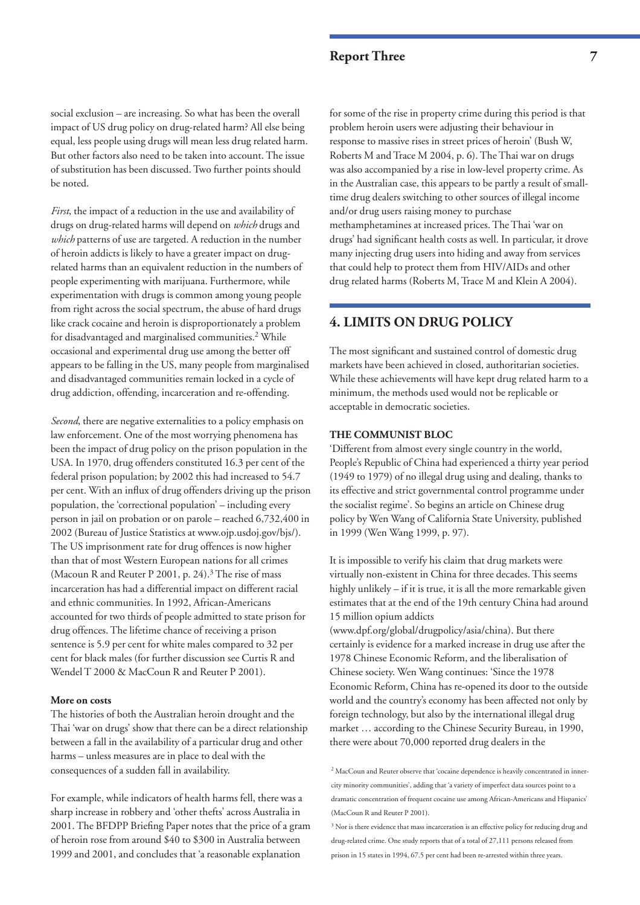social exclusion – are increasing. So what has been the overall impact of US drug policy on drug-related harm? All else being equal, less people using drugs will mean less drug related harm. But other factors also need to be taken into account. The issue of substitution has been discussed. Two further points should be noted.

*First*, the impact of a reduction in the use and availability of drugs on drug-related harms will depend on *which* drugs and *which* patterns of use are targeted. A reduction in the number of heroin addicts is likely to have a greater impact on drug-related harms than an equivalent reduction in the numbers of people experimenting with marijuana. Furthermore, while experimentation with drugs is common among young people from right across the social spectrum, the abuse of hard drugs like crack cocaine and heroin is disproportionately a problem for disadvantaged and marginalised communities.[2] While occasional and experimental drug use among the better off appears to be falling in the US, many people from marginalised and disadvantaged communities remain locked in a cycle of drug addiction, offending, incarceration and re-offending.

*Second*, there are negative externalities to a policy emphasis on law enforcement. One of the most worrying phenomena has been the impact of drug policy on the prison population in the USA. In 1970, drug offenders constituted 16.3 per cent of the federal prison population; by 2002 this had increased to 54.7 per cent. With an influx of drug offenders driving up the prison population, the 'correctional population' – including every person in jail on probation or on parole – reached 6,732,400 in 2002 (Bureau of Justice Statistics at www.ojp.usdoj.gov/bjs/). The US imprisonment rate for drug offences is now higher than that of most Western European nations for all crimes (Macoun R and Reuter P 2001, p. 24).[3] The rise of mass incarceration has had a differential impact on different racial and ethnic communities. In 1992, African-Americans accounted for two thirds of people admitted to state prison for drug offences. The lifetime chance of receiving a prison sentence is 5.9 per cent for white males compared to 32 per cent for black males (for further discussion see Curtis R and Wendel T 2000 & MacCoun R and Reuter P 2001).

**More on costs**

The histories of both the Australian heroin drought and the Thai 'war on drugs' show that there can be a direct relationship between a fall in the availability of a particular drug and other harms – unless measures are in place to deal with the consequences of a sudden fall in availability.

For example, while indicators of health harms fell, there was a sharp increase in robbery and 'other thefts' across Australia in 2001. The BFDPP Briefing Paper notes that the price of a gram of heroin rose from around $40 to $300 in Australia between 1999 and 2001, and concludes that 'a reasonable explanation for some of the rise in property crime during this period is that problem heroin users were adjusting their behaviour in response to massive rises in street prices of heroin' (Bush W, Roberts M and Trace M 2004, p. 6). The Thai war on drugs was also accompanied by a rise in low-level property crime. As in the Australian case, this appears to be partly a result of small-time drug dealers switching to other sources of illegal income and/or drug users raising money to purchase methamphetamines at increased prices. The Thai 'war on drugs' had significant health costs as well. In particular, it drove many injecting drug users into hiding and away from services that could help to protect them from HIV/AIDs and other drug related harms (Roberts M, Trace M and Klein A 2004).

## 4. LIMITS ON DRUG POLICY

The most significant and sustained control of domestic drug markets have been achieved in closed, authoritarian societies. While these achievements will have kept drug related harm to a minimum, the methods used would not be replicable or acceptable in democratic societies.

### THE COMMUNIST BLOC

'Different from almost every single country in the world, People's Republic of China had experienced a thirty year period (1949 to 1979) of no illegal drug using and dealing, thanks to its effective and strict governmental control programme under the socialist regime'. So begins an article on Chinese drug policy by Wen Wang of California State University, published in 1999 (Wen Wang 1999, p. 97).

It is impossible to verify his claim that drug markets were virtually non-existent in China for three decades. This seems highly unlikely – if it is true, it is all the more remarkable given estimates that at the end of the 19th century China had around 15 million opium addicts (www.dpf.org/global/drugpolicy/asia/china). But there certainly is evidence for a marked increase in drug use after the 1978 Chinese Economic Reform, and the liberalisation of Chinese society. Wen Wang continues: 'Since the 1978 Economic Reform, China has re-opened its door to the outside world and the country's economy has been affected not only by foreign technology, but also by the international illegal drug market … according to the Chinese Security Bureau, in 1990, there were about 70,000 reported drug dealers in the

[2] MacCoun and Reuter observe that 'cocaine dependence is heavily concentrated in inner-city minority communities', adding that 'a variety of imperfect data sources point to a dramatic concentration of frequent cocaine use among African-Americans and Hispanics' (MacCoun R and Reuter P 2001).

[3] Nor is there evidence that mass incarceration is an effective policy for reducing drug and drug-related crime. One study reports that of a total of 27,111 persons released from prison in 15 states in 1994, 67.5 per cent had been re-arrested within three years.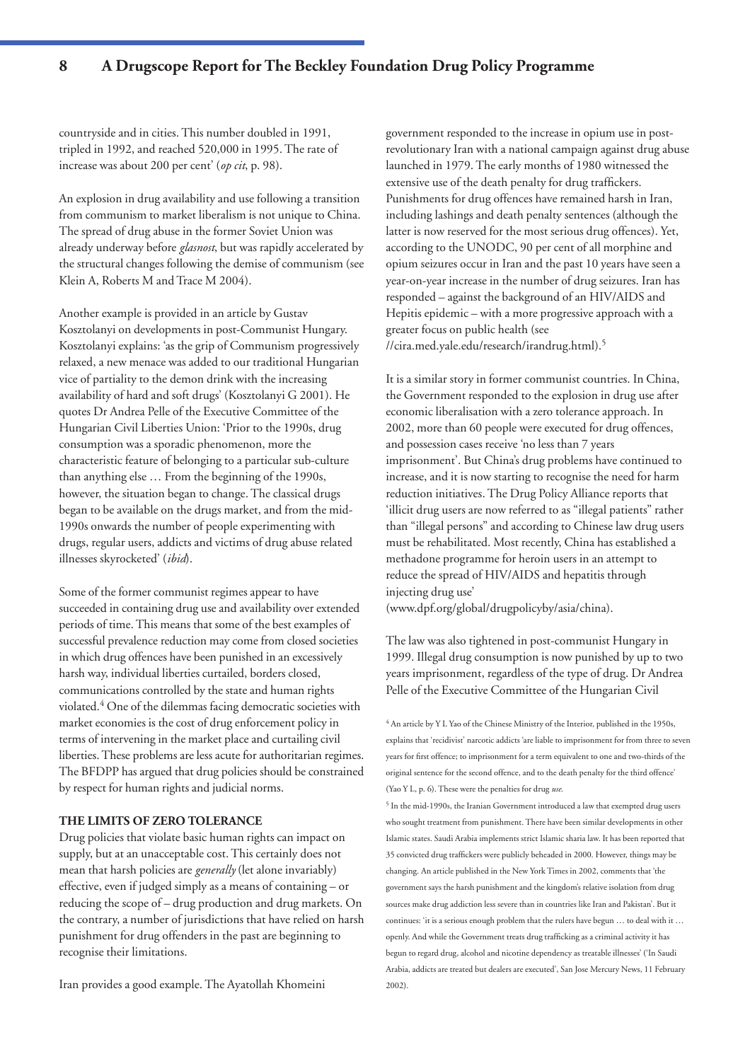countryside and in cities. This number doubled in 1991, tripled in 1992, and reached 520,000 in 1995. The rate of increase was about 200 per cent' (*op cit*, p. 98).

An explosion in drug availability and use following a transition from communism to market liberalism is not unique to China. The spread of drug abuse in the former Soviet Union was already underway before *glasnost*, but was rapidly accelerated by the structural changes following the demise of communism (see Klein A, Roberts M and Trace M 2004).

Another example is provided in an article by Gustav Kosztolanyi on developments in post-Communist Hungary. Kosztolanyi explains: 'as the grip of Communism progressively relaxed, a new menace was added to our traditional Hungarian vice of partiality to the demon drink with the increasing availability of hard and soft drugs' (Kosztolanyi G 2001). He quotes Dr Andrea Pelle of the Executive Committee of the Hungarian Civil Liberties Union: 'Prior to the 1990s, drug consumption was a sporadic phenomenon, more the characteristic feature of belonging to a particular sub-culture than anything else … From the beginning of the 1990s, however, the situation began to change. The classical drugs began to be available on the drugs market, and from the mid-1990s onwards the number of people experimenting with drugs, regular users, addicts and victims of drug abuse related illnesses skyrocketed' (*ibid*).

Some of the former communist regimes appear to have succeeded in containing drug use and availability over extended periods of time. This means that some of the best examples of successful prevalence reduction may come from closed societies in which drug offences have been punished in an excessively harsh way, individual liberties curtailed, borders closed, communications controlled by the state and human rights violated.[4] One of the dilemmas facing democratic societies with market economies is the cost of drug enforcement policy in terms of intervening in the market place and curtailing civil liberties. These problems are less acute for authoritarian regimes. The BFDPP has argued that drug policies should be constrained by respect for human rights and judicial norms.

### THE LIMITS OF ZERO TOLERANCE

Drug policies that violate basic human rights can impact on supply, but at an unacceptable cost. This certainly does not mean that harsh policies are *generally* (let alone invariably) effective, even if judged simply as a means of containing – or reducing the scope of – drug production and drug markets. On the contrary, a number of jurisdictions that have relied on harsh punishment for drug offenders in the past are beginning to recognise their limitations.

Iran provides a good example. The Ayatollah Khomeini government responded to the increase in opium use in post-revolutionary Iran with a national campaign against drug abuse launched in 1979. The early months of 1980 witnessed the extensive use of the death penalty for drug traffickers. Punishments for drug offences have remained harsh in Iran, including lashings and death penalty sentences (although the latter is now reserved for the most serious drug offences). Yet, according to the UNODC, 90 per cent of all morphine and opium seizures occur in Iran and the past 10 years have seen a year-on-year increase in the number of drug seizures. Iran has responded – against the background of an HIV/AIDS and Hepitis epidemic – with a more progressive approach with a greater focus on public health (see //cira.med.yale.edu/research/irandrug.html).[5]

It is a similar story in former communist countries. In China, the Government responded to the explosion in drug use after economic liberalisation with a zero tolerance approach. In 2002, more than 60 people were executed for drug offences, and possession cases receive 'no less than 7 years imprisonment'. But China's drug problems have continued to increase, and it is now starting to recognise the need for harm reduction initiatives. The Drug Policy Alliance reports that 'illicit drug users are now referred to as "illegal patients" rather than "illegal persons" and according to Chinese law drug users must be rehabilitated. Most recently, China has established a methadone programme for heroin users in an attempt to reduce the spread of HIV/AIDS and hepatitis through injecting drug use' (www.dpf.org/global/drugpolicyby/asia/china).

The law was also tightened in post-communist Hungary in 1999. Illegal drug consumption is now punished by up to two years imprisonment, regardless of the type of drug. Dr Andrea Pelle of the Executive Committee of the Hungarian Civil

---

[4] An article by Y L Yao of the Chinese Ministry of the Interior, published in the 1950s, explains that 'recidivist' narcotic addicts 'are liable to imprisonment for from three to seven years for first offence; to imprisonment for a term equivalent to one and two-thirds of the original sentence for the second offence, and to the death penalty for the third offence' (Yao Y L, p. 6). These were the penalties for drug *use*.

[5] In the mid-1990s, the Iranian Government introduced a law that exempted drug users who sought treatment from punishment. There have been similar developments in other Islamic states. Saudi Arabia implements strict Islamic sharia law. It has been reported that 35 convicted drug traffickers were publicly beheaded in 2000. However, things may be changing. An article published in the New York Times in 2002, comments that 'the government says the harsh punishment and the kingdom's relative isolation from drug sources make drug addiction less severe than in countries like Iran and Pakistan'. But it continues: 'it is a serious enough problem that the rulers have begun … to deal with it … openly. And while the Government treats drug trafficking as a criminal activity it has begun to regard drug, alcohol and nicotine dependency as treatable illnesses' ('In Saudi Arabia, addicts are treated but dealers are executed', San Jose Mercury News, 11 February 2002).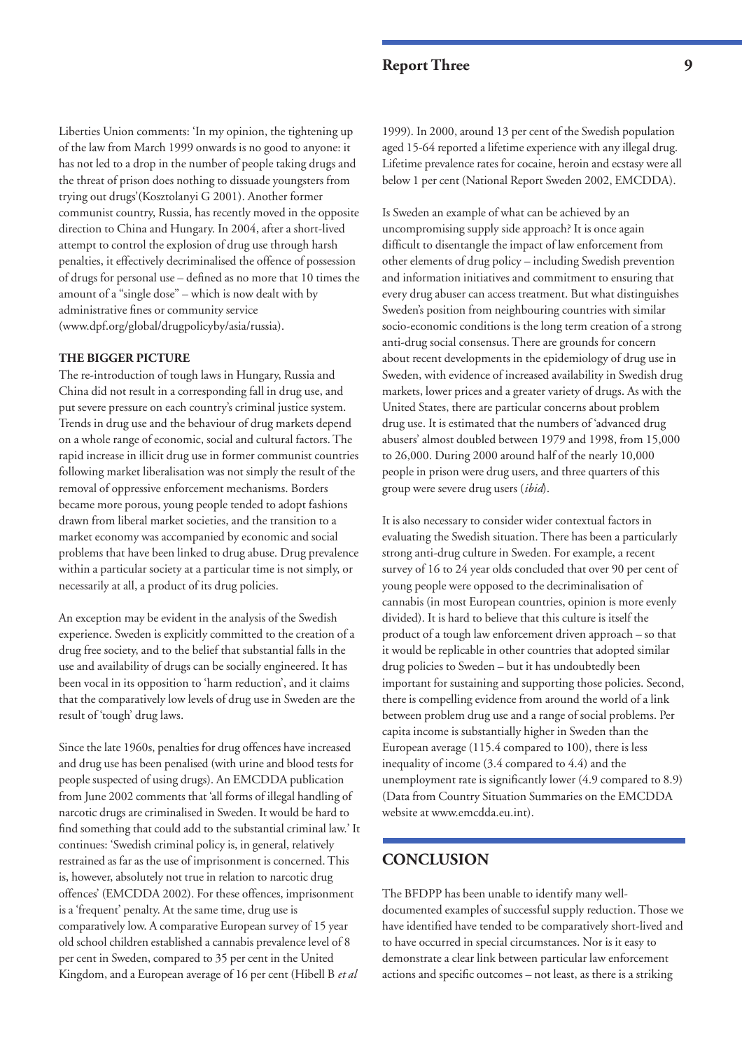Liberties Union comments: 'In my opinion, the tightening up of the law from March 1999 onwards is no good to anyone: it has not led to a drop in the number of people taking drugs and the threat of prison does nothing to dissuade youngsters from trying out drugs'(Kosztolanyi G 2001). Another former communist country, Russia, has recently moved in the opposite direction to China and Hungary. In 2004, after a short-lived attempt to control the explosion of drug use through harsh penalties, it effectively decriminalised the offence of possession of drugs for personal use – defined as no more that 10 times the amount of a "single dose" – which is now dealt with by administrative fines or community service (www.dpf.org/global/drugpolicyby/asia/russia).

### THE BIGGER PICTURE

The re-introduction of tough laws in Hungary, Russia and China did not result in a corresponding fall in drug use, and put severe pressure on each country's criminal justice system. Trends in drug use and the behaviour of drug markets depend on a whole range of economic, social and cultural factors. The rapid increase in illicit drug use in former communist countries following market liberalisation was not simply the result of the removal of oppressive enforcement mechanisms. Borders became more porous, young people tended to adopt fashions drawn from liberal market societies, and the transition to a market economy was accompanied by economic and social problems that have been linked to drug abuse. Drug prevalence within a particular society at a particular time is not simply, or necessarily at all, a product of its drug policies.

An exception may be evident in the analysis of the Swedish experience. Sweden is explicitly committed to the creation of a drug free society, and to the belief that substantial falls in the use and availability of drugs can be socially engineered. It has been vocal in its opposition to 'harm reduction', and it claims that the comparatively low levels of drug use in Sweden are the result of 'tough' drug laws.

Since the late 1960s, penalties for drug offences have increased and drug use has been penalised (with urine and blood tests for people suspected of using drugs). An EMCDDA publication from June 2002 comments that 'all forms of illegal handling of narcotic drugs are criminalised in Sweden. It would be hard to find something that could add to the substantial criminal law.' It continues: 'Swedish criminal policy is, in general, relatively restrained as far as the use of imprisonment is concerned. This is, however, absolutely not true in relation to narcotic drug offences' (EMCDDA 2002). For these offences, imprisonment is a 'frequent' penalty. At the same time, drug use is comparatively low. A comparative European survey of 15 year old school children established a cannabis prevalence level of 8 per cent in Sweden, compared to 35 per cent in the United Kingdom, and a European average of 16 per cent (Hibell B *et al* 1999). In 2000, around 13 per cent of the Swedish population aged 15-64 reported a lifetime experience with any illegal drug. Lifetime prevalence rates for cocaine, heroin and ecstasy were all below 1 per cent (National Report Sweden 2002, EMCDDA).

Is Sweden an example of what can be achieved by an uncompromising supply side approach? It is once again difficult to disentangle the impact of law enforcement from other elements of drug policy – including Swedish prevention and information initiatives and commitment to ensuring that every drug abuser can access treatment. But what distinguishes Sweden's position from neighbouring countries with similar socio-economic conditions is the long term creation of a strong anti-drug social consensus. There are grounds for concern about recent developments in the epidemiology of drug use in Sweden, with evidence of increased availability in Swedish drug markets, lower prices and a greater variety of drugs. As with the United States, there are particular concerns about problem drug use. It is estimated that the numbers of 'advanced drug abusers' almost doubled between 1979 and 1998, from 15,000 to 26,000. During 2000 around half of the nearly 10,000 people in prison were drug users, and three quarters of this group were severe drug users (*ibid*).

It is also necessary to consider wider contextual factors in evaluating the Swedish situation. There has been a particularly strong anti-drug culture in Sweden. For example, a recent survey of 16 to 24 year olds concluded that over 90 per cent of young people were opposed to the decriminalisation of cannabis (in most European countries, opinion is more evenly divided). It is hard to believe that this culture is itself the product of a tough law enforcement driven approach – so that it would be replicable in other countries that adopted similar drug policies to Sweden – but it has undoubtedly been important for sustaining and supporting those policies. Second, there is compelling evidence from around the world of a link between problem drug use and a range of social problems. Per capita income is substantially higher in Sweden than the European average (115.4 compared to 100), there is less inequality of income (3.4 compared to 4.4) and the unemployment rate is significantly lower (4.9 compared to 8.9) (Data from Country Situation Summaries on the EMCDDA website at www.emcdda.eu.int).

## CONCLUSION

The BFDPP has been unable to identify many well-documented examples of successful supply reduction. Those we have identified have tended to be comparatively short-lived and to have occurred in special circumstances. Nor is it easy to demonstrate a clear link between particular law enforcement actions and specific outcomes – not least, as there is a striking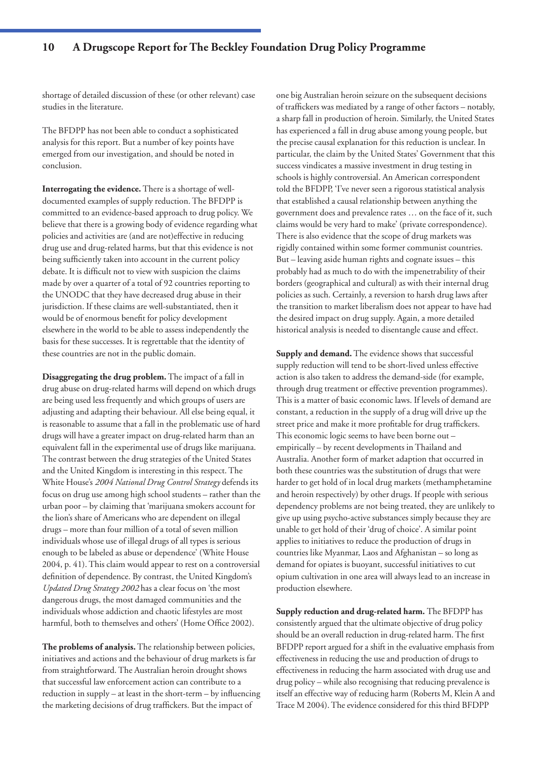shortage of detailed discussion of these (or other relevant) case studies in the literature.

The BFDPP has not been able to conduct a sophisticated analysis for this report. But a number of key points have emerged from our investigation, and should be noted in conclusion.

**Interrogating the evidence.** There is a shortage of well-documented examples of supply reduction. The BFDPP is committed to an evidence-based approach to drug policy. We believe that there is a growing body of evidence regarding what policies and activities are (and are not)effective in reducing drug use and drug-related harms, but that this evidence is not being sufficiently taken into account in the current policy debate. It is difficult not to view with suspicion the claims made by over a quarter of a total of 92 countries reporting to the UNODC that they have decreased drug abuse in their jurisdiction. If these claims are well-substantiated, then it would be of enormous benefit for policy development elsewhere in the world to be able to assess independently the basis for these successes. It is regrettable that the identity of these countries are not in the public domain.

**Disaggregating the drug problem.** The impact of a fall in drug abuse on drug-related harms will depend on which drugs are being used less frequently and which groups of users are adjusting and adapting their behaviour. All else being equal, it is reasonable to assume that a fall in the problematic use of hard drugs will have a greater impact on drug-related harm than an equivalent fall in the experimental use of drugs like marijuana. The contrast between the drug strategies of the United States and the United Kingdom is interesting in this respect. The White House's *2004 National Drug Control Strategy* defends its focus on drug use among high school students – rather than the urban poor – by claiming that 'marijuana smokers account for the lion's share of Americans who are dependent on illegal drugs – more than four million of a total of seven million individuals whose use of illegal drugs of all types is serious enough to be labeled as abuse or dependence' (White House 2004, p. 41). This claim would appear to rest on a controversial definition of dependence. By contrast, the United Kingdom's *Updated Drug Strategy 2002* has a clear focus on 'the most dangerous drugs, the most damaged communities and the individuals whose addiction and chaotic lifestyles are most harmful, both to themselves and others' (Home Office 2002).

**The problems of analysis.** The relationship between policies, initiatives and actions and the behaviour of drug markets is far from straightforward. The Australian heroin drought shows that successful law enforcement action can contribute to a reduction in supply – at least in the short-term – by influencing the marketing decisions of drug traffickers. But the impact of one big Australian heroin seizure on the subsequent decisions of traffickers was mediated by a range of other factors – notably, a sharp fall in production of heroin. Similarly, the United States has experienced a fall in drug abuse among young people, but the precise causal explanation for this reduction is unclear. In particular, the claim by the United States' Government that this success vindicates a massive investment in drug testing in schools is highly controversial. An American correspondent told the BFDPP, 'I've never seen a rigorous statistical analysis that established a causal relationship between anything the government does and prevalence rates … on the face of it, such claims would be very hard to make' (private correspondence). There is also evidence that the scope of drug markets was rigidly contained within some former communist countries. But – leaving aside human rights and cognate issues – this probably had as much to do with the impenetrability of their borders (geographical and cultural) as with their internal drug policies as such. Certainly, a reversion to harsh drug laws after the transition to market liberalism does not appear to have had the desired impact on drug supply. Again, a more detailed historical analysis is needed to disentangle cause and effect.

**Supply and demand.** The evidence shows that successful supply reduction will tend to be short-lived unless effective action is also taken to address the demand-side (for example, through drug treatment or effective prevention programmes). This is a matter of basic economic laws. If levels of demand are constant, a reduction in the supply of a drug will drive up the street price and make it more profitable for drug traffickers. This economic logic seems to have been borne out – empirically – by recent developments in Thailand and Australia. Another form of market adaption that occurred in both these countries was the substitution of drugs that were harder to get hold of in local drug markets (methamphetamine and heroin respectively) by other drugs. If people with serious dependency problems are not being treated, they are unlikely to give up using psycho-active substances simply because they are unable to get hold of their 'drug of choice'. A similar point applies to initiatives to reduce the production of drugs in countries like Myanmar, Laos and Afghanistan – so long as demand for opiates is buoyant, successful initiatives to cut opium cultivation in one area will always lead to an increase in production elsewhere.

**Supply reduction and drug-related harm.** The BFDPP has consistently argued that the ultimate objective of drug policy should be an overall reduction in drug-related harm. The first BFDPP report argued for a shift in the evaluative emphasis from effectiveness in reducing the use and production of drugs to effectiveness in reducing the harm associated with drug use and drug policy – while also recognising that reducing prevalence is itself an effective way of reducing harm (Roberts M, Klein A and Trace M 2004). The evidence considered for this third BFDPP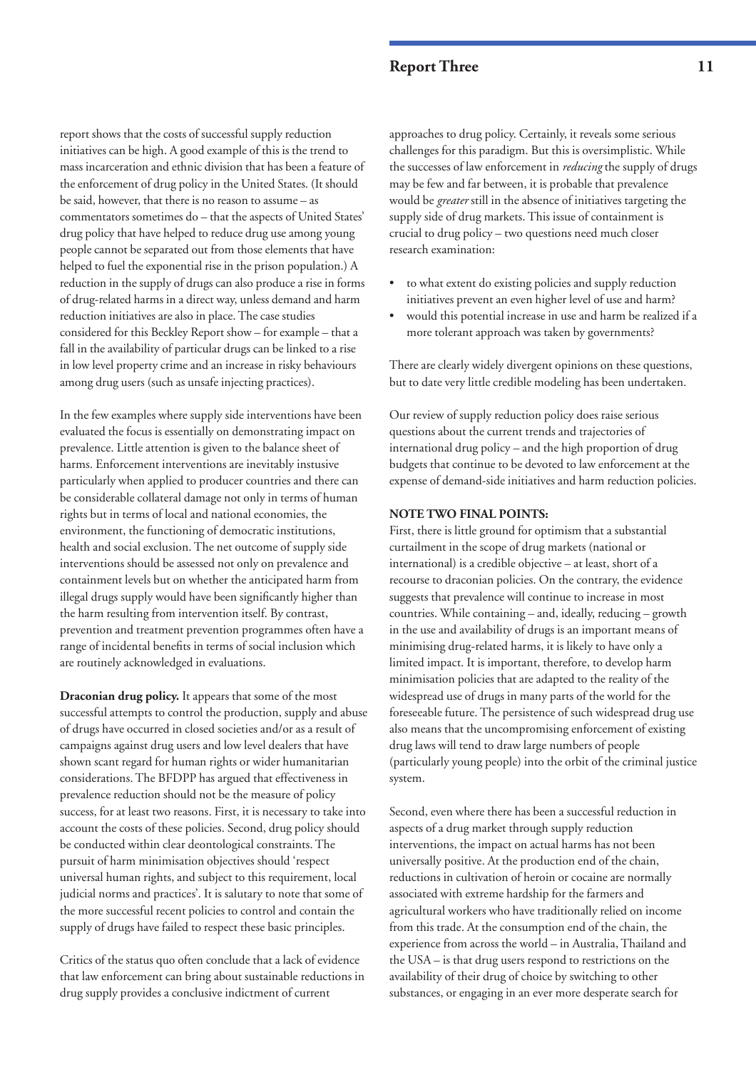report shows that the costs of successful supply reduction initiatives can be high. A good example of this is the trend to mass incarceration and ethnic division that has been a feature of the enforcement of drug policy in the United States. (It should be said, however, that there is no reason to assume – as commentators sometimes do – that the aspects of United States' drug policy that have helped to reduce drug use among young people cannot be separated out from those elements that have helped to fuel the exponential rise in the prison population.) A reduction in the supply of drugs can also produce a rise in forms of drug-related harms in a direct way, unless demand and harm reduction initiatives are also in place. The case studies considered for this Beckley Report show – for example – that a fall in the availability of particular drugs can be linked to a rise in low level property crime and an increase in risky behaviours among drug users (such as unsafe injecting practices).

In the few examples where supply side interventions have been evaluated the focus is essentially on demonstrating impact on prevalence. Little attention is given to the balance sheet of harms. Enforcement interventions are inevitably instusive particularly when applied to producer countries and there can be considerable collateral damage not only in terms of human rights but in terms of local and national economies, the environment, the functioning of democratic institutions, health and social exclusion. The net outcome of supply side interventions should be assessed not only on prevalence and containment levels but on whether the anticipated harm from illegal drugs supply would have been significantly higher than the harm resulting from intervention itself. By contrast, prevention and treatment prevention programmes often have a range of incidental benefits in terms of social inclusion which are routinely acknowledged in evaluations.

**Draconian drug policy.** It appears that some of the most successful attempts to control the production, supply and abuse of drugs have occurred in closed societies and/or as a result of campaigns against drug users and low level dealers that have shown scant regard for human rights or wider humanitarian considerations. The BFDPP has argued that effectiveness in prevalence reduction should not be the measure of policy success, for at least two reasons. First, it is necessary to take into account the costs of these policies. Second, drug policy should be conducted within clear deontological constraints. The pursuit of harm minimisation objectives should 'respect universal human rights, and subject to this requirement, local judicial norms and practices'. It is salutary to note that some of the more successful recent policies to control and contain the supply of drugs have failed to respect these basic principles.

Critics of the status quo often conclude that a lack of evidence that law enforcement can bring about sustainable reductions in drug supply provides a conclusive indictment of current approaches to drug policy. Certainly, it reveals some serious challenges for this paradigm. But this is oversimplistic. While the successes of law enforcement in *reducing* the supply of drugs may be few and far between, it is probable that prevalence would be *greater* still in the absence of initiatives targeting the supply side of drug markets. This issue of containment is crucial to drug policy – two questions need much closer research examination:

- to what extent do existing policies and supply reduction initiatives prevent an even higher level of use and harm?
- would this potential increase in use and harm be realized if a more tolerant approach was taken by governments?

There are clearly widely divergent opinions on these questions, but to date very little credible modeling has been undertaken.

Our review of supply reduction policy does raise serious questions about the current trends and trajectories of international drug policy – and the high proportion of drug budgets that continue to be devoted to law enforcement at the expense of demand-side initiatives and harm reduction policies.

**NOTE TWO FINAL POINTS:**

First, there is little ground for optimism that a substantial curtailment in the scope of drug markets (national or international) is a credible objective – at least, short of a recourse to draconian policies. On the contrary, the evidence suggests that prevalence will continue to increase in most countries. While containing – and, ideally, reducing – growth in the use and availability of drugs is an important means of minimising drug-related harms, it is likely to have only a limited impact. It is important, therefore, to develop harm minimisation policies that are adapted to the reality of the widespread use of drugs in many parts of the world for the foreseeable future. The persistence of such widespread drug use also means that the uncompromising enforcement of existing drug laws will tend to draw large numbers of people (particularly young people) into the orbit of the criminal justice system.

Second, even where there has been a successful reduction in aspects of a drug market through supply reduction interventions, the impact on actual harms has not been universally positive. At the production end of the chain, reductions in cultivation of heroin or cocaine are normally associated with extreme hardship for the farmers and agricultural workers who have traditionally relied on income from this trade. At the consumption end of the chain, the experience from across the world – in Australia, Thailand and the USA – is that drug users respond to restrictions on the availability of their drug of choice by switching to other substances, or engaging in an ever more desperate search for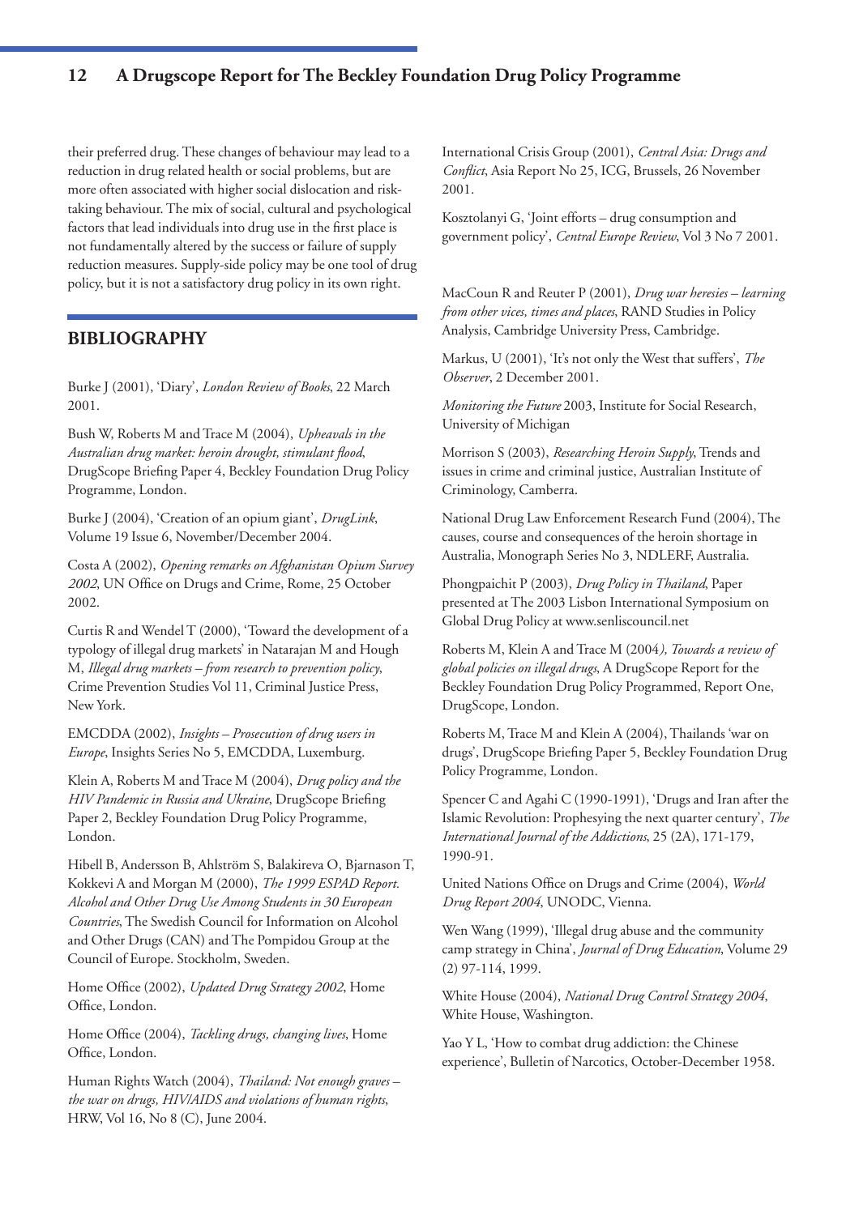their preferred drug. These changes of behaviour may lead to a reduction in drug related health or social problems, but are more often associated with higher social dislocation and risk-taking behaviour. The mix of social, cultural and psychological factors that lead individuals into drug use in the first place is not fundamentally altered by the success or failure of supply reduction measures. Supply-side policy may be one tool of drug policy, but it is not a satisfactory drug policy in its own right.

## BIBLIOGRAPHY

Burke J (2001), 'Diary', *London Review of Books*, 22 March 2001.

Bush W, Roberts M and Trace M (2004), *Upheavals in the Australian drug market: heroin drought, stimulant flood*, DrugScope Briefing Paper 4, Beckley Foundation Drug Policy Programme, London.

Burke J (2004), 'Creation of an opium giant', *DrugLink*, Volume 19 Issue 6, November/December 2004.

Costa A (2002), *Opening remarks on Afghanistan Opium Survey 2002*, UN Office on Drugs and Crime, Rome, 25 October 2002.

Curtis R and Wendel T (2000), 'Toward the development of a typology of illegal drug markets' in Natarajan M and Hough M, *Illegal drug markets – from research to prevention policy*, Crime Prevention Studies Vol 11, Criminal Justice Press, New York.

EMCDDA (2002), *Insights – Prosecution of drug users in Europe*, Insights Series No 5, EMCDDA, Luxemburg.

Klein A, Roberts M and Trace M (2004), *Drug policy and the HIV Pandemic in Russia and Ukraine*, DrugScope Briefing Paper 2, Beckley Foundation Drug Policy Programme, London.

Hibell B, Andersson B, Ahlström S, Balakireva O, Bjarnason T, Kokkevi A and Morgan M (2000), *The 1999 ESPAD Report. Alcohol and Other Drug Use Among Students in 30 European Countries*, The Swedish Council for Information on Alcohol and Other Drugs (CAN) and The Pompidou Group at the Council of Europe. Stockholm, Sweden.

Home Office (2002), *Updated Drug Strategy 2002*, Home Office, London.

Home Office (2004), *Tackling drugs, changing lives*, Home Office, London.

Human Rights Watch (2004), *Thailand: Not enough graves – the war on drugs, HIV/AIDS and violations of human rights*, HRW, Vol 16, No 8 (C), June 2004.

International Crisis Group (2001), *Central Asia: Drugs and Conflict*, Asia Report No 25, ICG, Brussels, 26 November 2001.

Kosztolanyi G, 'Joint efforts – drug consumption and government policy', *Central Europe Review*, Vol 3 No 7 2001.

MacCoun R and Reuter P (2001), *Drug war heresies – learning from other vices, times and places*, RAND Studies in Policy Analysis, Cambridge University Press, Cambridge.

Markus, U (2001), 'It's not only the West that suffers', *The Observer*, 2 December 2001.

*Monitoring the Future* 2003, Institute for Social Research, University of Michigan

Morrison S (2003), *Researching Heroin Supply*, Trends and issues in crime and criminal justice, Australian Institute of Criminology, Camberra.

National Drug Law Enforcement Research Fund (2004), The causes, course and consequences of the heroin shortage in Australia, Monograph Series No 3, NDLERF, Australia.

Phongpaichit P (2003), *Drug Policy in Thailand*, Paper presented at The 2003 Lisbon International Symposium on Global Drug Policy at www.senliscouncil.net

Roberts M, Klein A and Trace M (2004*), Towards a review of global policies on illegal drugs*, A DrugScope Report for the Beckley Foundation Drug Policy Programmed, Report One, DrugScope, London.

Roberts M, Trace M and Klein A (2004), Thailands 'war on drugs', DrugScope Briefing Paper 5, Beckley Foundation Drug Policy Programme, London.

Spencer C and Agahi C (1990-1991), 'Drugs and Iran after the Islamic Revolution: Prophesying the next quarter century', *The International Journal of the Addictions*, 25 (2A), 171-179, 1990-91.

United Nations Office on Drugs and Crime (2004), *World Drug Report 2004*, UNODC, Vienna.

Wen Wang (1999), 'Illegal drug abuse and the community camp strategy in China', *Journal of Drug Education*, Volume 29 (2) 97-114, 1999.

White House (2004), *National Drug Control Strategy 2004*, White House, Washington.

Yao Y L, 'How to combat drug addiction: the Chinese experience', Bulletin of Narcotics, October-December 1958.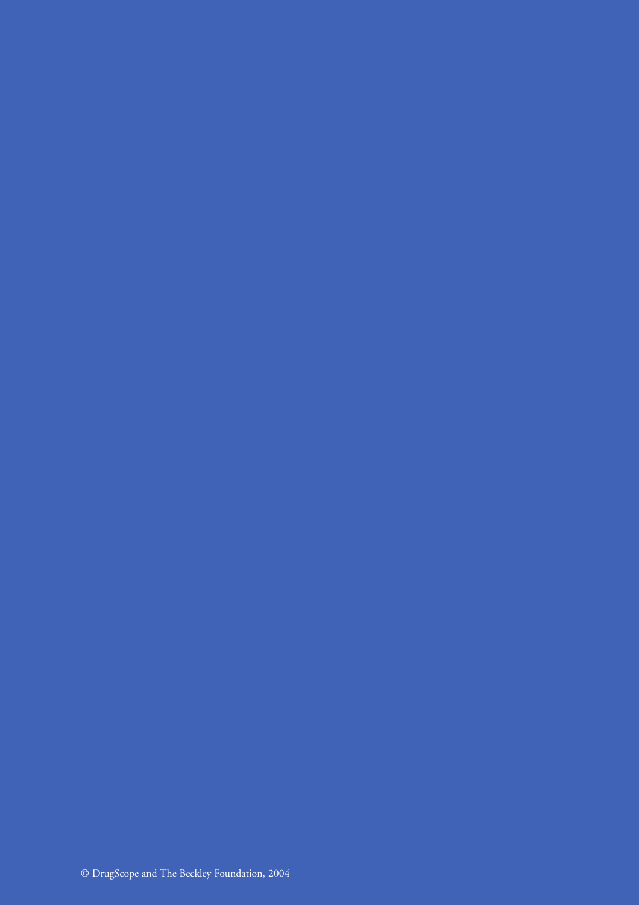© DrugScope and The Beckley Foundation, 2004